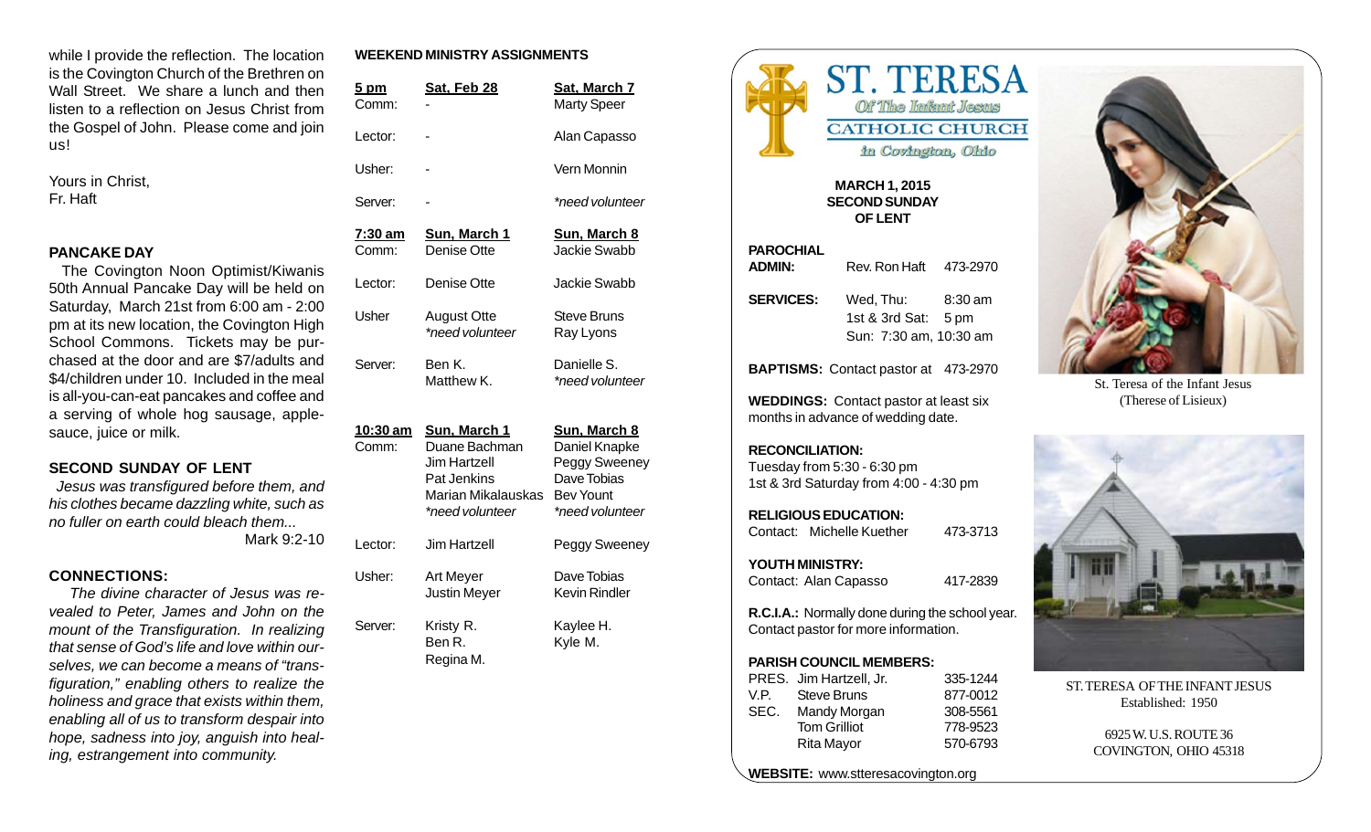while I provide the reflection. The location is the Covington Church of the Brethren on Wall Street. We share a lunch and then listen to a reflection on Jesus Christ from the Gospel of John. Please come and join us!

Yours in Christ,
Fr. Haft

### PANCAKE DAY

The Covington Noon Optimist/Kiwanis 50th Annual Pancake Day will be held on Saturday, March 21st from 6:00 am - 2:00 pm at its new location, the Covington High School Commons. Tickets may be purchased at the door and are $7/adults and $4/children under 10. Included in the meal is all-you-can-eat pancakes and coffee and a serving of whole hog sausage, applesauce, juice or milk.

### SECOND SUNDAY OF LENT

*Jesus was transfigured before them, and his clothes became dazzling white, such as no fuller on earth could bleach them...*
Mark 9:2-10

### CONNECTIONS:

*The divine character of Jesus was revealed to Peter, James and John on the mount of the Transfiguration. In realizing that sense of God's life and love within ourselves, we can become a means of "transfiguration," enabling others to realize the holiness and grace that exists within them, enabling all of us to transform despair into hope, sadness into joy, anguish into healing, estrangement into community.*

### WEEKEND MINISTRY ASSIGNMENTS

| **5 pm** | **Sat, Feb 28** | **Sat, March 7** |
|---|---|---|
| Comm: | - | Marty Speer |
| Lector: | - | Alan Capasso |
| Usher: | - | Vern Monnin |
| Server: | - | *\*need volunteer* |

| **7:30 am** | **Sun, March 1** | **Sun, March 8** |
|---|---|---|
| Comm: | Denise Otte | Jackie Swabb |
| Lector: | Denise Otte | Jackie Swabb |
| Usher | August Otte<br>*\*need volunteer* | Steve Bruns<br>Ray Lyons |
| Server: | Ben K.<br>Matthew K. | Danielle S.<br>*\*need volunteer* |

| **10:30 am** | **Sun, March 1** | **Sun, March 8** |
|---|---|---|
| Comm: | Duane Bachman<br>Jim Hartzell<br>Pat Jenkins<br>Marian Mikalauskas<br>*\*need volunteer* | Daniel Knapke<br>Peggy Sweeney<br>Dave Tobias<br>Bev Yount<br>*\*need volunteer* |
| Lector: | Jim Hartzell | Peggy Sweeney |
| Usher: | Art Meyer<br>Justin Meyer | Dave Tobias<br>Kevin Rindler |
| Server: | Kristy R.<br>Ben R.<br>Regina M. | Kaylee H.<br>Kyle M. |

# ST. TERESA
### Of The Infant Jesus
### CATHOLIC CHURCH
### in Covington, Ohio

**MARCH 1, 2015**
**SECOND SUNDAY OF LENT**

**PAROCHIAL ADMIN:** Rev. Ron Haft 473-2970

**SERVICES:** Wed, Thu: 8:30 am
1st & 3rd Sat: 5 pm
Sun: 7:30 am, 10:30 am

**BAPTISMS:** Contact pastor at 473-2970

**WEDDINGS:** Contact pastor at least six months in advance of wedding date.

**RECONCILIATION:**
Tuesday from 5:30 - 6:30 pm
1st & 3rd Saturday from 4:00 - 4:30 pm

**RELIGIOUS EDUCATION:**
Contact: Michelle Kuether 473-3713

**YOUTH MINISTRY:**
Contact: Alan Capasso 417-2839

**R.C.I.A.:** Normally done during the school year. Contact pastor for more information.

**PARISH COUNCIL MEMBERS:**

| | | |
|---|---|---|
| PRES. | Jim Hartzell, Jr. | 335-1244 |
| V.P. | Steve Bruns | 877-0012 |
| SEC. | Mandy Morgan | 308-5561 |
| | Tom Grilliot | 778-9523 |
| | Rita Mayor | 570-6793 |

**WEBSITE:** www.stteresacovington.org

St. Teresa of the Infant Jesus
(Therese of Lisieux)

ST. TERESA OF THE INFANT JESUS
Established: 1950

6925 W. U.S. ROUTE 36
COVINGTON, OHIO 45318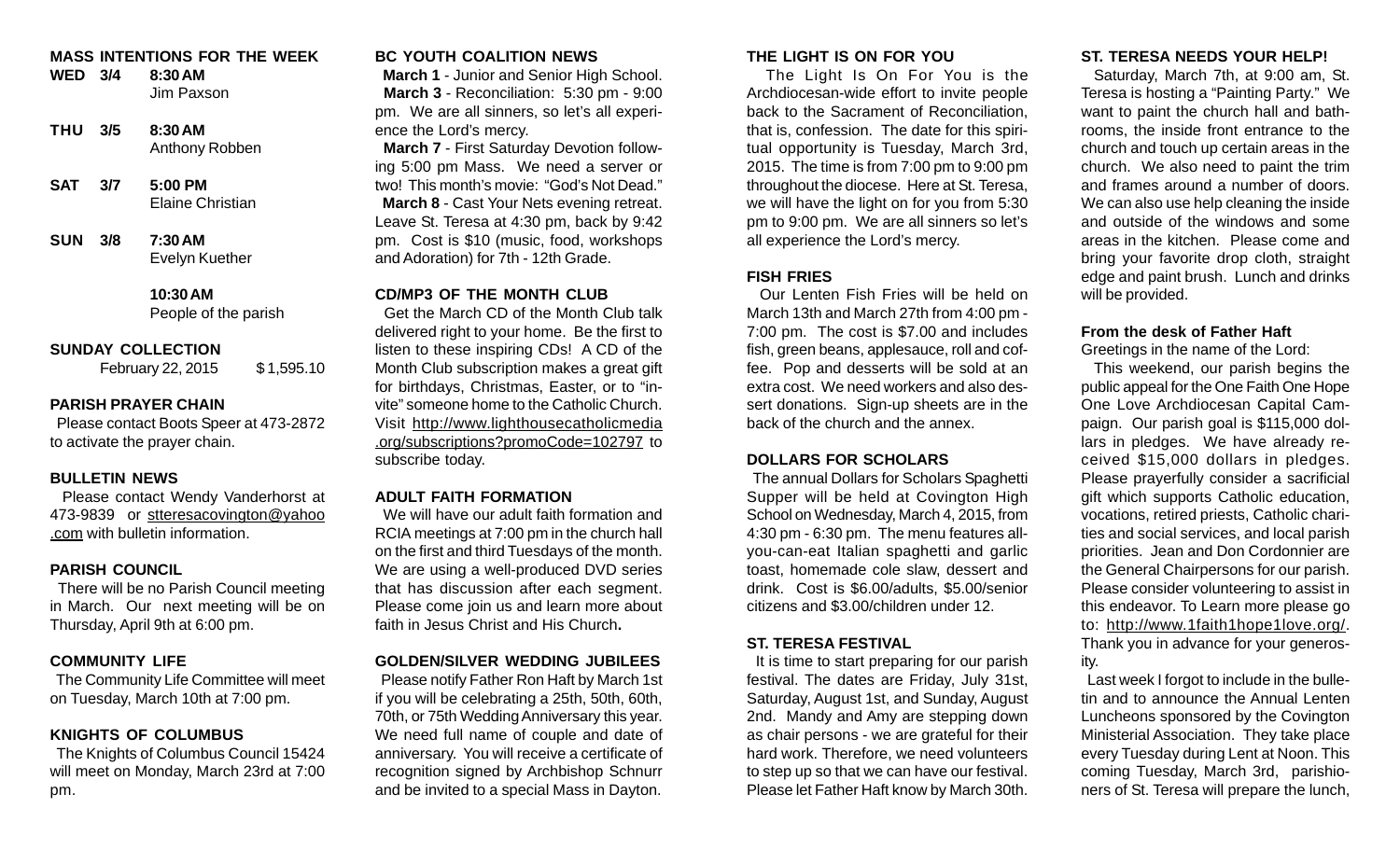## MASS INTENTIONS FOR THE WEEK

**WED 3/4** **8:30 AM**
Jim Paxson

**THU 3/5** **8:30 AM**
Anthony Robben

**SAT 3/7** **5:00 PM**
Elaine Christian

**SUN 3/8** **7:30 AM**
Evelyn Kuether

**10:30 AM**
People of the parish

## SUNDAY COLLECTION

February 22, 2015 $ 1,595.10

## PARISH PRAYER CHAIN

Please contact Boots Speer at 473-2872 to activate the prayer chain.

## BULLETIN NEWS

Please contact Wendy Vanderhorst at 473-9839 or stteresacovington@yahoo.com with bulletin information.

## PARISH COUNCIL

There will be no Parish Council meeting in March. Our next meeting will be on Thursday, April 9th at 6:00 pm.

## COMMUNITY LIFE

The Community Life Committee will meet on Tuesday, March 10th at 7:00 pm.

## KNIGHTS OF COLUMBUS

The Knights of Columbus Council 15424 will meet on Monday, March 23rd at 7:00 pm.

## BC YOUTH COALITION NEWS

**March 1** - Junior and Senior High School.
**March 3** - Reconciliation: 5:30 pm - 9:00 pm. We are all sinners, so let's all experience the Lord's mercy.
**March 7** - First Saturday Devotion following 5:00 pm Mass. We need a server or two! This month's movie: "God's Not Dead."
**March 8** - Cast Your Nets evening retreat. Leave St. Teresa at 4:30 pm, back by 9:42 pm. Cost is $10 (music, food, workshops and Adoration) for 7th - 12th Grade.

## CD/MP3 OF THE MONTH CLUB

Get the March CD of the Month Club talk delivered right to your home. Be the first to listen to these inspiring CDs! A CD of the Month Club subscription makes a great gift for birthdays, Christmas, Easter, or to "invite" someone home to the Catholic Church. Visit http://www.lighthousecatholicmedia.org/subscriptions?promoCode=102797 to subscribe today.

## ADULT FAITH FORMATION

We will have our adult faith formation and RCIA meetings at 7:00 pm in the church hall on the first and third Tuesdays of the month. We are using a well-produced DVD series that has discussion after each segment. Please come join us and learn more about faith in Jesus Christ and His Church**.**

## GOLDEN/SILVER WEDDING JUBILEES

Please notify Father Ron Haft by March 1st if you will be celebrating a 25th, 50th, 60th, 70th, or 75th Wedding Anniversary this year. We need full name of couple and date of anniversary. You will receive a certificate of recognition signed by Archbishop Schnurr and be invited to a special Mass in Dayton.

## THE LIGHT IS ON FOR YOU

The Light Is On For You is the Archdiocesan-wide effort to invite people back to the Sacrament of Reconciliation, that is, confession. The date for this spiritual opportunity is Tuesday, March 3rd, 2015. The time is from 7:00 pm to 9:00 pm throughout the diocese. Here at St. Teresa, we will have the light on for you from 5:30 pm to 9:00 pm. We are all sinners so let's all experience the Lord's mercy.

## FISH FRIES

Our Lenten Fish Fries will be held on March 13th and March 27th from 4:00 pm - 7:00 pm. The cost is $7.00 and includes fish, green beans, applesauce, roll and coffee. Pop and desserts will be sold at an extra cost. We need workers and also dessert donations. Sign-up sheets are in the back of the church and the annex.

## DOLLARS FOR SCHOLARS

The annual Dollars for Scholars Spaghetti Supper will be held at Covington High School on Wednesday, March 4, 2015, from 4:30 pm - 6:30 pm. The menu features all-you-can-eat Italian spaghetti and garlic toast, homemade cole slaw, dessert and drink. Cost is $6.00/adults, $5.00/senior citizens and $3.00/children under 12.

## ST. TERESA FESTIVAL

It is time to start preparing for our parish festival. The dates are Friday, July 31st, Saturday, August 1st, and Sunday, August 2nd. Mandy and Amy are stepping down as chair persons - we are grateful for their hard work. Therefore, we need volunteers to step up so that we can have our festival. Please let Father Haft know by March 30th.

## ST. TERESA NEEDS YOUR HELP!

Saturday, March 7th, at 9:00 am, St. Teresa is hosting a "Painting Party." We want to paint the church hall and bathrooms, the inside front entrance to the church and touch up certain areas in the church. We also need to paint the trim and frames around a number of doors. We can also use help cleaning the inside and outside of the windows and some areas in the kitchen. Please come and bring your favorite drop cloth, straight edge and paint brush. Lunch and drinks will be provided.

## From the desk of Father Haft

Greetings in the name of the Lord:

This weekend, our parish begins the public appeal for the One Faith One Hope One Love Archdiocesan Capital Campaign. Our parish goal is $115,000 dollars in pledges. We have already received $15,000 dollars in pledges. Please prayerfully consider a sacrificial gift which supports Catholic education, vocations, retired priests, Catholic charities and social services, and local parish priorities. Jean and Don Cordonnier are the General Chairpersons for our parish. Please consider volunteering to assist in this endeavor. To Learn more please go to: http://www.1faith1hope1love.org/. Thank you in advance for your generosity.

Last week I forgot to include in the bulletin and to announce the Annual Lenten Luncheons sponsored by the Covington Ministerial Association. They take place every Tuesday during Lent at Noon. This coming Tuesday, March 3rd, parishioners of St. Teresa will prepare the lunch,